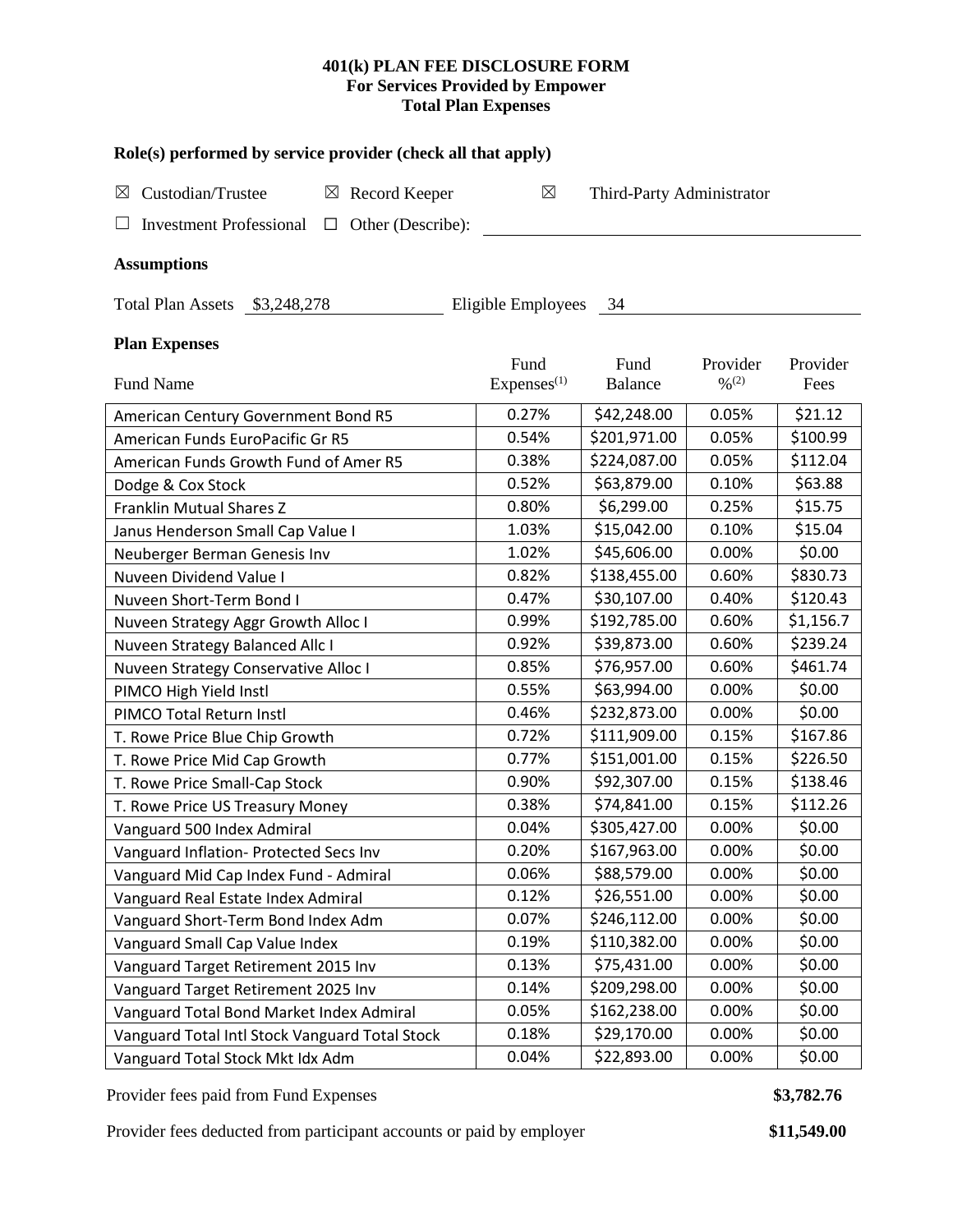**401(k) PLAN FEE DISCLOSURE FORM**
**For Services Provided by Empower**
**Total Plan Expenses**

**Role(s) performed by service provider (check all that apply)**

☒ Custodian/Trustee ☒ Record Keeper ☒ Third-Party Administrator

☐ Investment Professional ☐ Other (Describe): ______________________

**Assumptions**

Total Plan Assets $3,248,278 Eligible Employees 34

**Plan Expenses**

| Fund Name | Fund Expenses[1] | Fund Balance | Provider %[2] | Provider Fees |
|---|---|---|---|---|
| American Century Government Bond R5 | 0.27% | $42,248.00 | 0.05% | $21.12 |
| American Funds EuroPacific Gr R5 | 0.54% | $201,971.00 | 0.05% | $100.99 |
| American Funds Growth Fund of Amer R5 | 0.38% | $224,087.00 | 0.05% | $112.04 |
| Dodge & Cox Stock | 0.52% | $63,879.00 | 0.10% | $63.88 |
| Franklin Mutual Shares Z | 0.80% | $6,299.00 | 0.25% | $15.75 |
| Janus Henderson Small Cap Value I | 1.03% | $15,042.00 | 0.10% | $15.04 |
| Neuberger Berman Genesis Inv | 1.02% | $45,606.00 | 0.00% | $0.00 |
| Nuveen Dividend Value I | 0.82% | $138,455.00 | 0.60% | $830.73 |
| Nuveen Short-Term Bond I | 0.47% | $30,107.00 | 0.40% | $120.43 |
| Nuveen Strategy Aggr Growth Alloc I | 0.99% | $192,785.00 | 0.60% | $1,156.7 |
| Nuveen Strategy Balanced Allc I | 0.92% | $39,873.00 | 0.60% | $239.24 |
| Nuveen Strategy Conservative Alloc I | 0.85% | $76,957.00 | 0.60% | $461.74 |
| PIMCO High Yield Instl | 0.55% | $63,994.00 | 0.00% | $0.00 |
| PIMCO Total Return Instl | 0.46% | $232,873.00 | 0.00% | $0.00 |
| T. Rowe Price Blue Chip Growth | 0.72% | $111,909.00 | 0.15% | $167.86 |
| T. Rowe Price Mid Cap Growth | 0.77% | $151,001.00 | 0.15% | $226.50 |
| T. Rowe Price Small-Cap Stock | 0.90% | $92,307.00 | 0.15% | $138.46 |
| T. Rowe Price US Treasury Money | 0.38% | $74,841.00 | 0.15% | $112.26 |
| Vanguard 500 Index Admiral | 0.04% | $305,427.00 | 0.00% | $0.00 |
| Vanguard Inflation- Protected Secs Inv | 0.20% | $167,963.00 | 0.00% | $0.00 |
| Vanguard Mid Cap Index Fund - Admiral | 0.06% | $88,579.00 | 0.00% | $0.00 |
| Vanguard Real Estate Index Admiral | 0.12% | $26,551.00 | 0.00% | $0.00 |
| Vanguard Short-Term Bond Index Adm | 0.07% | $246,112.00 | 0.00% | $0.00 |
| Vanguard Small Cap Value Index | 0.19% | $110,382.00 | 0.00% | $0.00 |
| Vanguard Target Retirement 2015 Inv | 0.13% | $75,431.00 | 0.00% | $0.00 |
| Vanguard Target Retirement 2025 Inv | 0.14% | $209,298.00 | 0.00% | $0.00 |
| Vanguard Total Bond Market Index Admiral | 0.05% | $162,238.00 | 0.00% | $0.00 |
| Vanguard Total Intl Stock Vanguard Total Stock | 0.18% | $29,170.00 | 0.00% | $0.00 |
| Vanguard Total Stock Mkt Idx Adm | 0.04% | $22,893.00 | 0.00% | $0.00 |

Provider fees paid from Fund Expenses **$3,782.76**

Provider fees deducted from participant accounts or paid by employer **$11,549.00**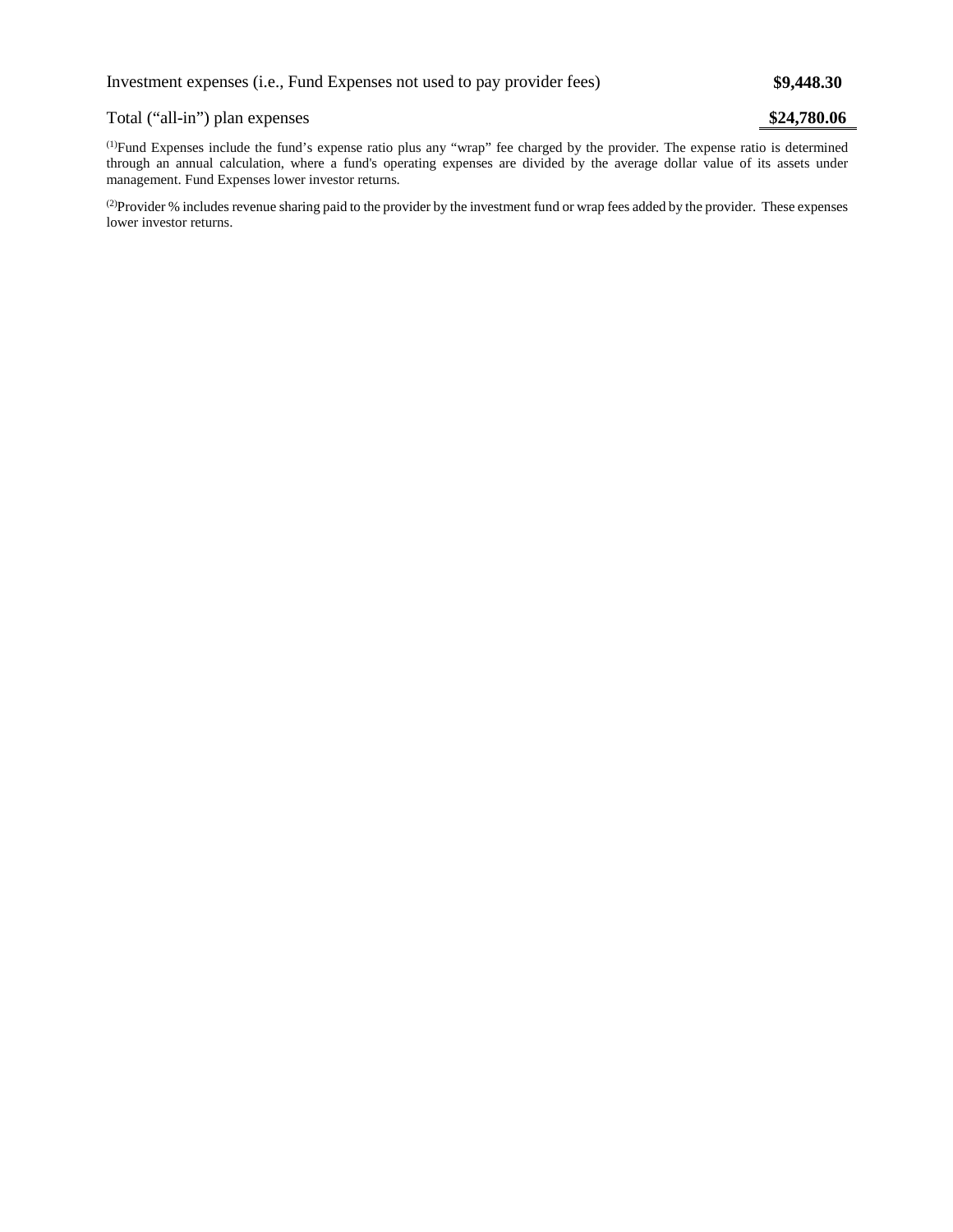| | |
|---|---|
| Investment expenses (i.e., Fund Expenses not used to pay provider fees) | **$9,448.30** |
| Total (“all-in”) plan expenses | **$24,780.06** |

[(1)]Fund Expenses include the fund’s expense ratio plus any “wrap” fee charged by the provider. The expense ratio is determined through an annual calculation, where a fund's operating expenses are divided by the average dollar value of its assets under management. Fund Expenses lower investor returns.

[(2)]Provider % includes revenue sharing paid to the provider by the investment fund or wrap fees added by the provider. These expenses lower investor returns.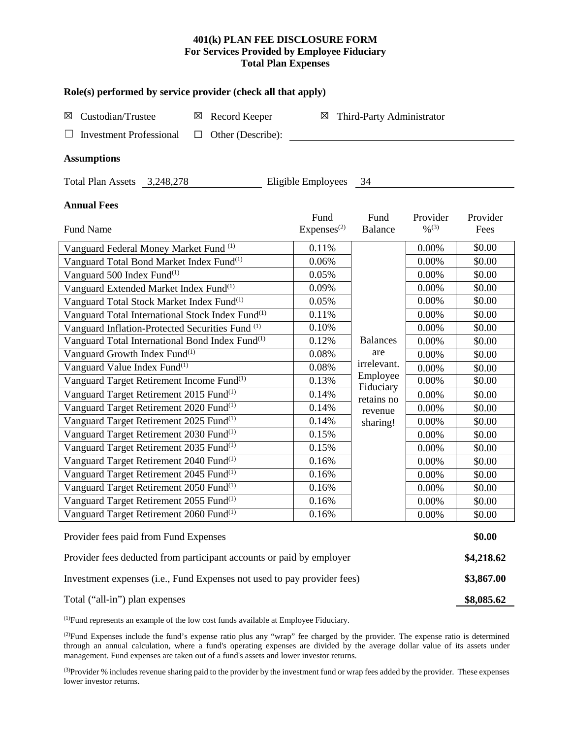**401(k) PLAN FEE DISCLOSURE FORM**
**For Services Provided by Employee Fiduciary**
**Total Plan Expenses**

**Role(s) performed by service provider (check all that apply)**

☒ Custodian/Trustee ☒ Record Keeper ☒ Third-Party Administrator

☐ Investment Professional ☐ Other (Describe): ____________________

**Assumptions**

Total Plan Assets 3,248,278 Eligible Employees 34

**Annual Fees**

| Fund Name | Fund Expenses[2] | Fund Balance | Provider %[3] | Provider Fees |
|---|---|---|---|---|
| Vanguard Federal Money Market Fund [1] | 0.11% | Balances are irrelevant. Employee Fiduciary retains no revenue sharing! | 0.00% | $0.00 |
| Vanguard Total Bond Market Index Fund[1] | 0.06% | | 0.00% | $0.00 |
| Vanguard 500 Index Fund[1] | 0.05% | | 0.00% | $0.00 |
| Vanguard Extended Market Index Fund[1] | 0.09% | | 0.00% | $0.00 |
| Vanguard Total Stock Market Index Fund[1] | 0.05% | | 0.00% | $0.00 |
| Vanguard Total International Stock Index Fund[1] | 0.11% | | 0.00% | $0.00 |
| Vanguard Inflation-Protected Securities Fund [1] | 0.10% | | 0.00% | $0.00 |
| Vanguard Total International Bond Index Fund[1] | 0.12% | | 0.00% | $0.00 |
| Vanguard Growth Index Fund[1] | 0.08% | | 0.00% | $0.00 |
| Vanguard Value Index Fund[1] | 0.08% | | 0.00% | $0.00 |
| Vanguard Target Retirement Income Fund[1] | 0.13% | | 0.00% | $0.00 |
| Vanguard Target Retirement 2015 Fund[1] | 0.14% | | 0.00% | $0.00 |
| Vanguard Target Retirement 2020 Fund[1] | 0.14% | | 0.00% | $0.00 |
| Vanguard Target Retirement 2025 Fund[1] | 0.14% | | 0.00% | $0.00 |
| Vanguard Target Retirement 2030 Fund[1] | 0.15% | | 0.00% | $0.00 |
| Vanguard Target Retirement 2035 Fund[1] | 0.15% | | 0.00% | $0.00 |
| Vanguard Target Retirement 2040 Fund[1] | 0.16% | | 0.00% | $0.00 |
| Vanguard Target Retirement 2045 Fund[1] | 0.16% | | 0.00% | $0.00 |
| Vanguard Target Retirement 2050 Fund[1] | 0.16% | | 0.00% | $0.00 |
| Vanguard Target Retirement 2055 Fund[1] | 0.16% | | 0.00% | $0.00 |
| Vanguard Target Retirement 2060 Fund[1] | 0.16% | | 0.00% | $0.00 |

| | |
|---|---|
| Provider fees paid from Fund Expenses | **$0.00** |
| Provider fees deducted from participant accounts or paid by employer | **$4,218.62** |
| Investment expenses (i.e., Fund Expenses not used to pay provider fees) | **$3,867.00** |
| Total ("all-in") plan expenses | **$8,085.62** |

[1]Fund represents an example of the low cost funds available at Employee Fiduciary.

[2]Fund Expenses include the fund's expense ratio plus any "wrap" fee charged by the provider. The expense ratio is determined through an annual calculation, where a fund's operating expenses are divided by the average dollar value of its assets under management. Fund expenses are taken out of a fund's assets and lower investor returns.

[3]Provider % includes revenue sharing paid to the provider by the investment fund or wrap fees added by the provider. These expenses lower investor returns.